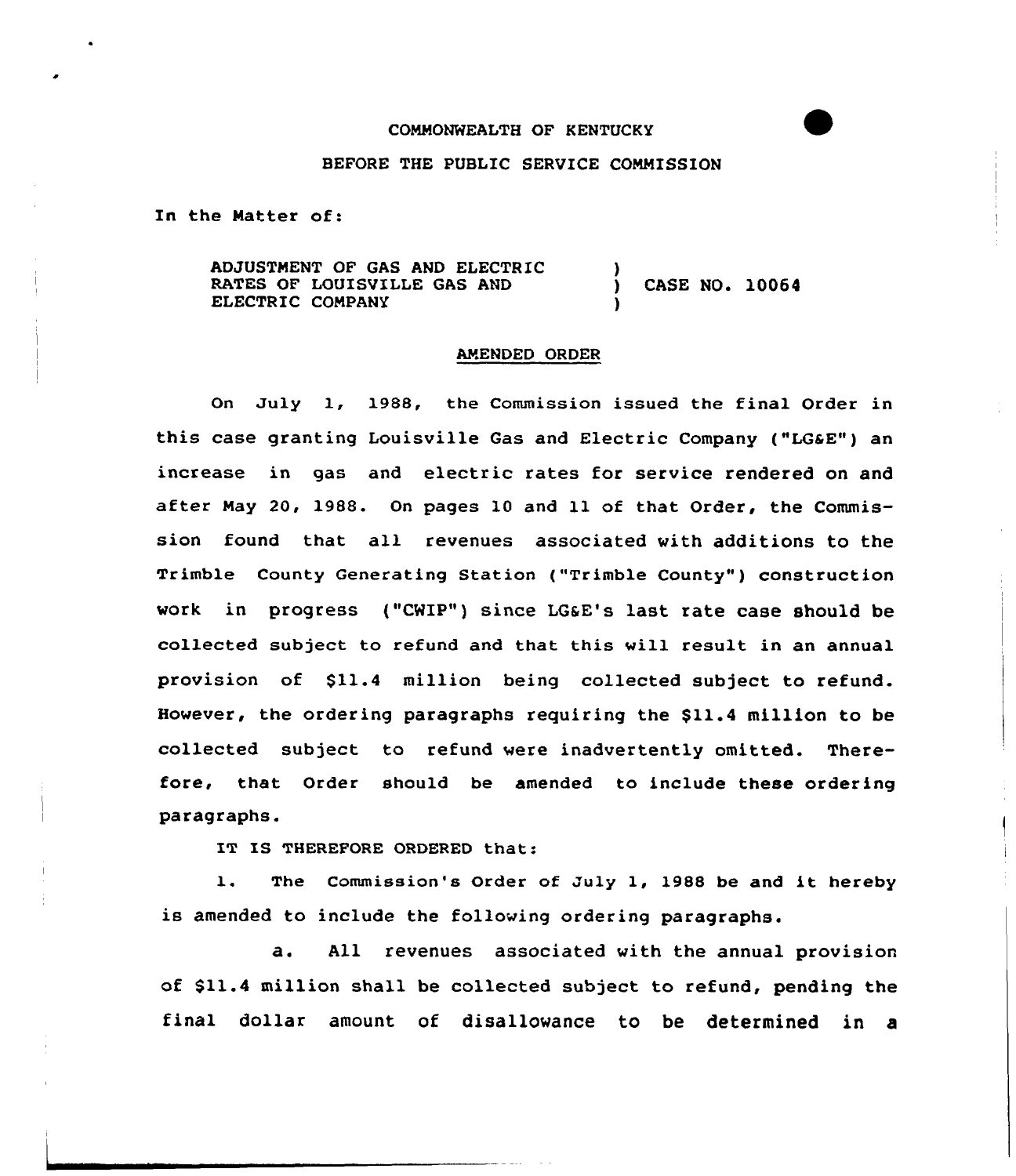COMMONWEALTH OF KENTUCKY

BEFORE THE PUBLIC SERVICE COMMISSION

In the Matter of:

ADJUSTMENT OF GAS AND ELECTRIC RATES OF LOUISVILLE GAS AND ELECTRIC COMPANY ) CASE NO. 10064

## AMENDED ORDER

On July 1, 1988, the Commission issued the final Order in this case granting Louisville Gas and Electric Company ("LG&E") an increase in gas and electric rates for service rendered on and after May 20, 1988. On pages 10 and 11 of that Order, the Commission found that all revenues associated with additions to the Trimble County Generating Station ("Trimble County") construction work in progress ("CWIP") since LG&E's last rate case should be collected subject to refund and that this will result in an annual provision of $11.4 million being collected subject to refund. However, the ordering paragraphs requiring the $11.4 million to be collected subject to refund were inadvertently omitted. Therefore, that Order should be amended to include these ordering paragraphs.

IT IS THEREFORE ORDERED that:

1. The Commission's Order of July 1, 1988 be and it hereby is amended to include the following ordering paragraphs.

   a. All revenues associated with the annual provision of $11.4 million shall be collected subject to refund, pending the final dollar amount of disallowance to be determined in a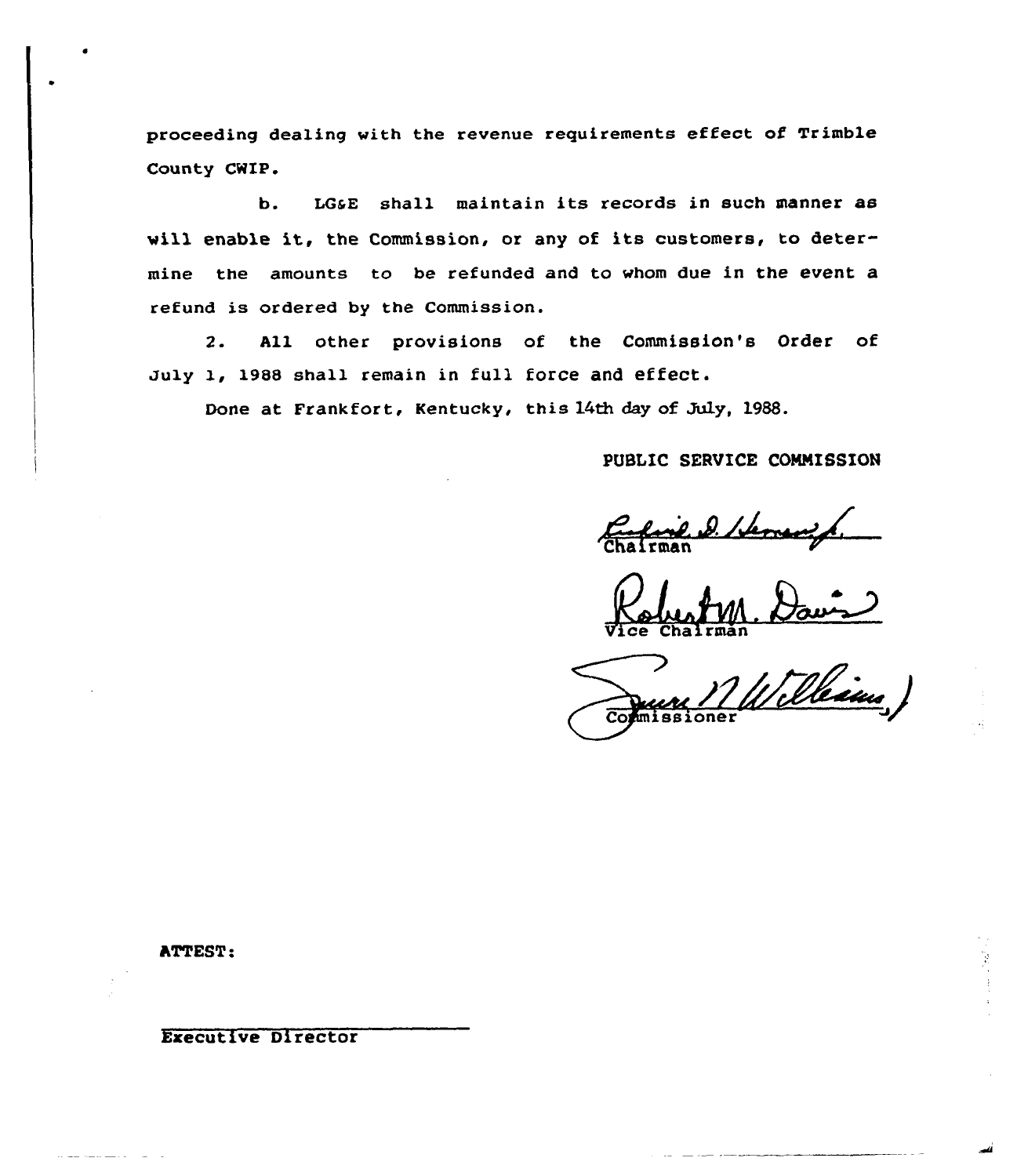proceeding dealing with the revenue requirements effect of Trimble County CWIP.

b. LG&E shall maintain its records in such manner as will enable it, the Commission, or any of its customers, to determine the amounts to be refunded and to whom due in the event a refund is ordered by the Commission.

2. All other provisions of the Commission's Order of July 1, 1988 shall remain in full force and effect.

Done at Frankfort, Kentucky, this 14th day of July, 1988.

PUBLIC SERVICE COMMISSION

Chairman

Vice Chairman

Commissioner

ATTEST:

Executive Director